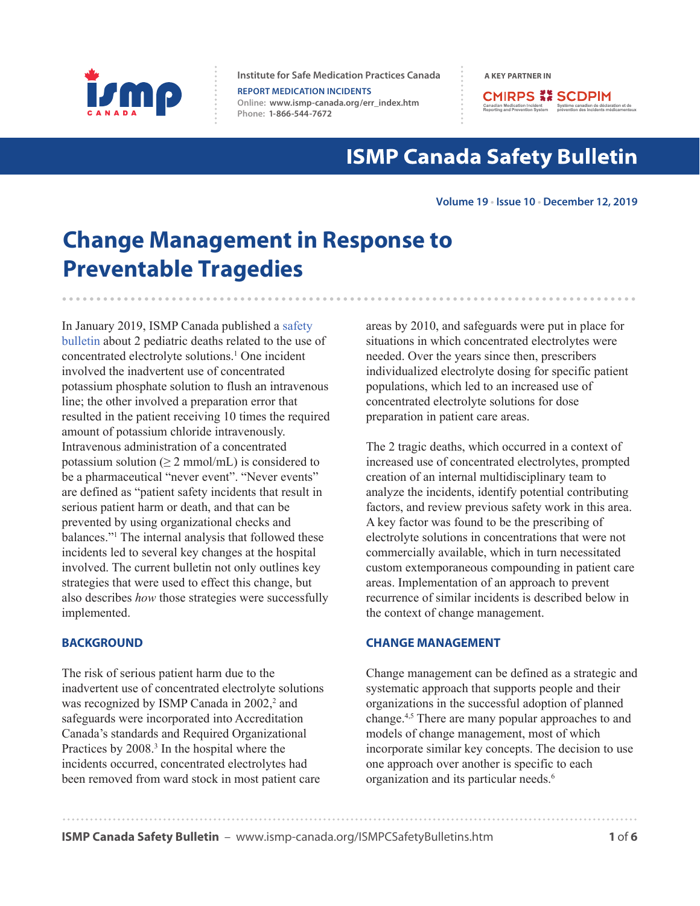Institute for Safe Medication Practices Canada

**REPORT MEDICATION INCIDENTS**
Online: www.ismp-canada.org/err_index.htm
Phone: 1-866-544-7672

A KEY PARTNER IN CMIRPS SCDPIM

# ISMP Canada Safety Bulletin

Volume 19 • Issue 10 • December 12, 2019

## Change Management in Response to Preventable Tragedies

In January 2019, ISMP Canada published a safety bulletin about 2 pediatric deaths related to the use of concentrated electrolyte solutions.[1] One incident involved the inadvertent use of concentrated potassium phosphate solution to flush an intravenous line; the other involved a preparation error that resulted in the patient receiving 10 times the required amount of potassium chloride intravenously. Intravenous administration of a concentrated potassium solution ($\geq$ 2 mmol/mL) is considered to be a pharmaceutical "never event". "Never events" are defined as "patient safety incidents that result in serious patient harm or death, and that can be prevented by using organizational checks and balances."[1] The internal analysis that followed these incidents led to several key changes at the hospital involved. The current bulletin not only outlines key strategies that were used to effect this change, but also describes *how* those strategies were successfully implemented.

### BACKGROUND

The risk of serious patient harm due to the inadvertent use of concentrated electrolyte solutions was recognized by ISMP Canada in 2002,[2] and safeguards were incorporated into Accreditation Canada's standards and Required Organizational Practices by 2008.[3] In the hospital where the incidents occurred, concentrated electrolytes had been removed from ward stock in most patient care areas by 2010, and safeguards were put in place for situations in which concentrated electrolytes were needed. Over the years since then, prescribers individualized electrolyte dosing for specific patient populations, which led to an increased use of concentrated electrolyte solutions for dose preparation in patient care areas.

The 2 tragic deaths, which occurred in a context of increased use of concentrated electrolytes, prompted creation of an internal multidisciplinary team to analyze the incidents, identify potential contributing factors, and review previous safety work in this area. A key factor was found to be the prescribing of electrolyte solutions in concentrations that were not commercially available, which in turn necessitated custom extemporaneous compounding in patient care areas. Implementation of an approach to prevent recurrence of similar incidents is described below in the context of change management.

### CHANGE MANAGEMENT

Change management can be defined as a strategic and systematic approach that supports people and their organizations in the successful adoption of planned change.[4,5] There are many popular approaches to and models of change management, most of which incorporate similar key concepts. The decision to use one approach over another is specific to each organization and its particular needs.[6]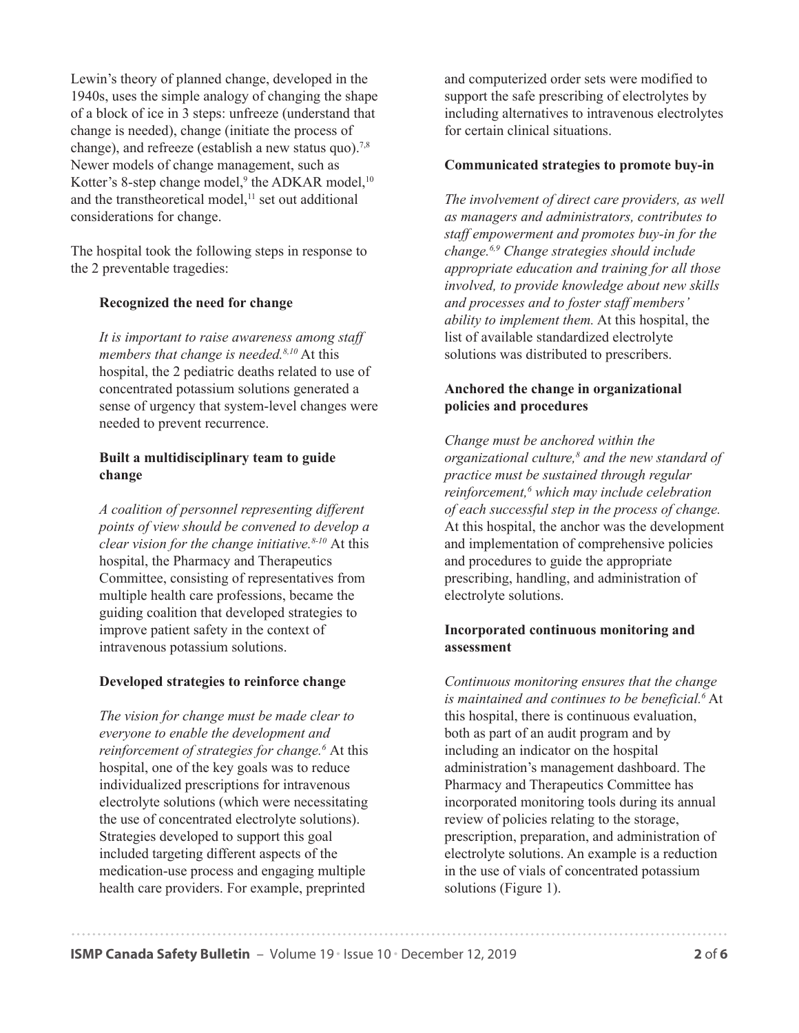Lewin's theory of planned change, developed in the 1940s, uses the simple analogy of changing the shape of a block of ice in 3 steps: unfreeze (understand that change is needed), change (initiate the process of change), and refreeze (establish a new status quo).[7,8] Newer models of change management, such as Kotter's 8-step change model,[9] the ADKAR model,[10] and the transtheoretical model,[11] set out additional considerations for change.

The hospital took the following steps in response to the 2 preventable tragedies:

**Recognized the need for change**

*It is important to raise awareness among staff members that change is needed.[8,10]* At this hospital, the 2 pediatric deaths related to use of concentrated potassium solutions generated a sense of urgency that system-level changes were needed to prevent recurrence.

**Built a multidisciplinary team to guide change**

*A coalition of personnel representing different points of view should be convened to develop a clear vision for the change initiative.[8-10]* At this hospital, the Pharmacy and Therapeutics Committee, consisting of representatives from multiple health care professions, became the guiding coalition that developed strategies to improve patient safety in the context of intravenous potassium solutions.

**Developed strategies to reinforce change**

*The vision for change must be made clear to everyone to enable the development and reinforcement of strategies for change.[6]* At this hospital, one of the key goals was to reduce individualized prescriptions for intravenous electrolyte solutions (which were necessitating the use of concentrated electrolyte solutions). Strategies developed to support this goal included targeting different aspects of the medication-use process and engaging multiple health care providers. For example, preprinted and computerized order sets were modified to support the safe prescribing of electrolytes by including alternatives to intravenous electrolytes for certain clinical situations.

**Communicated strategies to promote buy-in**

*The involvement of direct care providers, as well as managers and administrators, contributes to staff empowerment and promotes buy-in for the change.[6,9] Change strategies should include appropriate education and training for all those involved, to provide knowledge about new skills and processes and to foster staff members' ability to implement them.* At this hospital, the list of available standardized electrolyte solutions was distributed to prescribers.

**Anchored the change in organizational policies and procedures**

*Change must be anchored within the organizational culture,[8] and the new standard of practice must be sustained through regular reinforcement,[6] which may include celebration of each successful step in the process of change.* At this hospital, the anchor was the development and implementation of comprehensive policies and procedures to guide the appropriate prescribing, handling, and administration of electrolyte solutions.

**Incorporated continuous monitoring and assessment**

*Continuous monitoring ensures that the change is maintained and continues to be beneficial.[6]* At this hospital, there is continuous evaluation, both as part of an audit program and by including an indicator on the hospital administration's management dashboard. The Pharmacy and Therapeutics Committee has incorporated monitoring tools during its annual review of policies relating to the storage, prescription, preparation, and administration of electrolyte solutions. An example is a reduction in the use of vials of concentrated potassium solutions (Figure 1).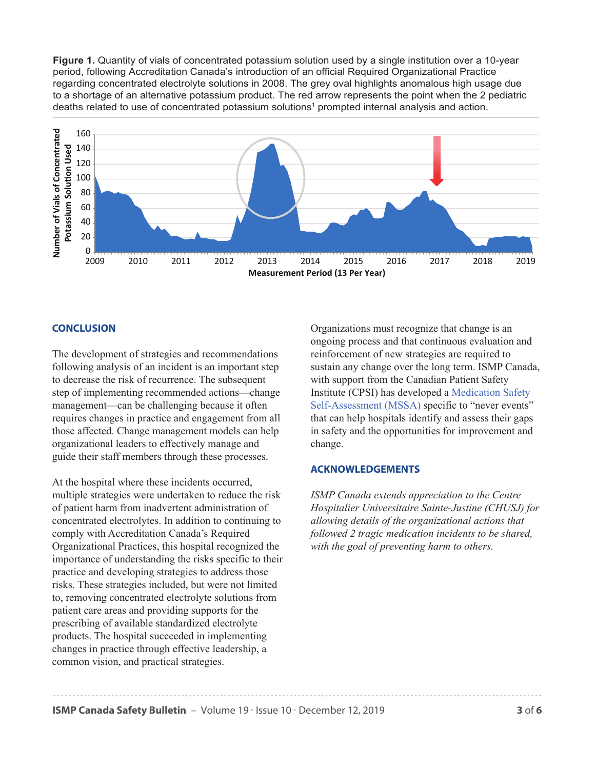**Figure 1.** Quantity of vials of concentrated potassium solution used by a single institution over a 10-year period, following Accreditation Canada's introduction of an official Required Organizational Practice regarding concentrated electrolyte solutions in 2008. The grey oval highlights anomalous high usage due to a shortage of an alternative potassium product. The red arrow represents the point when the 2 pediatric deaths related to use of concentrated potassium solutions[1] prompted internal analysis and action.

## CONCLUSION

The development of strategies and recommendations following analysis of an incident is an important step to decrease the risk of recurrence. The subsequent step of implementing recommended actions—change management—can be challenging because it often requires changes in practice and engagement from all those affected. Change management models can help organizational leaders to effectively manage and guide their staff members through these processes.

At the hospital where these incidents occurred, multiple strategies were undertaken to reduce the risk of patient harm from inadvertent administration of concentrated electrolytes. In addition to continuing to comply with Accreditation Canada's Required Organizational Practices, this hospital recognized the importance of understanding the risks specific to their practice and developing strategies to address those risks. These strategies included, but were not limited to, removing concentrated electrolyte solutions from patient care areas and providing supports for the prescribing of available standardized electrolyte products. The hospital succeeded in implementing changes in practice through effective leadership, a common vision, and practical strategies.

Organizations must recognize that change is an ongoing process and that continuous evaluation and reinforcement of new strategies are required to sustain any change over the long term. ISMP Canada, with support from the Canadian Patient Safety Institute (CPSI) has developed a Medication Safety Self-Assessment (MSSA) specific to "never events" that can help hospitals identify and assess their gaps in safety and the opportunities for improvement and change.

## ACKNOWLEDGEMENTS

*ISMP Canada extends appreciation to the Centre Hospitalier Universitaire Sainte-Justine (CHUSJ) for allowing details of the organizational actions that followed 2 tragic medication incidents to be shared, with the goal of preventing harm to others.*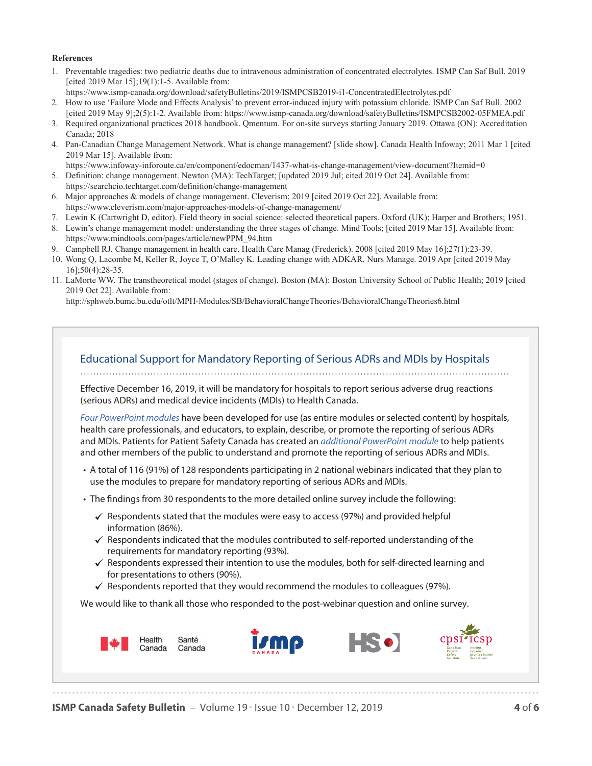**References**

1. Preventable tragedies: two pediatric deaths due to intravenous administration of concentrated electrolytes. ISMP Can Saf Bull. 2019 [cited 2019 Mar 15];19(1):1-5. Available from: https://www.ismp-canada.org/download/safetyBulletins/2019/ISMPCSB2019-i1-ConcentratedElectrolytes.pdf
2. How to use 'Failure Mode and Effects Analysis' to prevent error-induced injury with potassium chloride. ISMP Can Saf Bull. 2002 [cited 2019 May 9];2(5):1-2. Available from: https://www.ismp-canada.org/download/safetyBulletins/ISMPCSB2002-05FMEA.pdf
3. Required organizational practices 2018 handbook. Qmentum. For on-site surveys starting January 2019. Ottawa (ON): Accreditation Canada; 2018
4. Pan-Canadian Change Management Network. What is change management? [slide show]. Canada Health Infoway; 2011 Mar 1 [cited 2019 Mar 15]. Available from: https://www.infoway-inforoute.ca/en/component/edocman/1437-what-is-change-management/view-document?Itemid=0
5. Definition: change management. Newton (MA): TechTarget; [updated 2019 Jul; cited 2019 Oct 24]. Available from: https://searchcio.techtarget.com/definition/change-management
6. Major approaches & models of change management. Cleverism; 2019 [cited 2019 Oct 22]. Available from: https://www.cleverism.com/major-approaches-models-of-change-management/
7. Lewin K (Cartwright D, editor). Field theory in social science: selected theoretical papers. Oxford (UK); Harper and Brothers; 1951.
8. Lewin's change management model: understanding the three stages of change. Mind Tools; [cited 2019 Mar 15]. Available from: https://www.mindtools.com/pages/article/newPPM_94.htm
9. Campbell RJ. Change management in health care. Health Care Manag (Frederick). 2008 [cited 2019 May 16];27(1):23-39.
10. Wong Q, Lacombe M, Keller R, Joyce T, O'Malley K. Leading change with ADKAR. Nurs Manage. 2019 Apr [cited 2019 May 16];50(4):28-35.
11. LaMorte WW. The transtheoretical model (stages of change). Boston (MA): Boston University School of Public Health; 2019 [cited 2019 Oct 22]. Available from: http://sphweb.bumc.bu.edu/otlt/MPH-Modules/SB/BehavioralChangeTheories/BehavioralChangeTheories6.html

## Educational Support for Mandatory Reporting of Serious ADRs and MDIs by Hospitals

Effective December 16, 2019, it will be mandatory for hospitals to report serious adverse drug reactions (serious ADRs) and medical device incidents (MDIs) to Health Canada.

*Four PowerPoint modules* have been developed for use (as entire modules or selected content) by hospitals, health care professionals, and educators, to explain, describe, or promote the reporting of serious ADRs and MDIs. Patients for Patient Safety Canada has created an *additional PowerPoint module* to help patients and other members of the public to understand and promote the reporting of serious ADRs and MDIs.

- A total of 116 (91%) of 128 respondents participating in 2 national webinars indicated that they plan to use the modules to prepare for mandatory reporting of serious ADRs and MDIs.
- The findings from 30 respondents to the more detailed online survey include the following:
  - ✓ Respondents stated that the modules were easy to access (97%) and provided helpful information (86%).
  - ✓ Respondents indicated that the modules contributed to self-reported understanding of the requirements for mandatory reporting (93%).
  - ✓ Respondents expressed their intention to use the modules, both for self-directed learning and for presentations to others (90%).
  - ✓ Respondents reported that they would recommend the modules to colleagues (97%).

We would like to thank all those who responded to the post-webinar question and online survey.

Health Canada / Santé Canada · ISMP Canada · HSO · CPSI / ICSP (Canadian Patient Safety Institute / Institut canadien pour la sécurité des patients)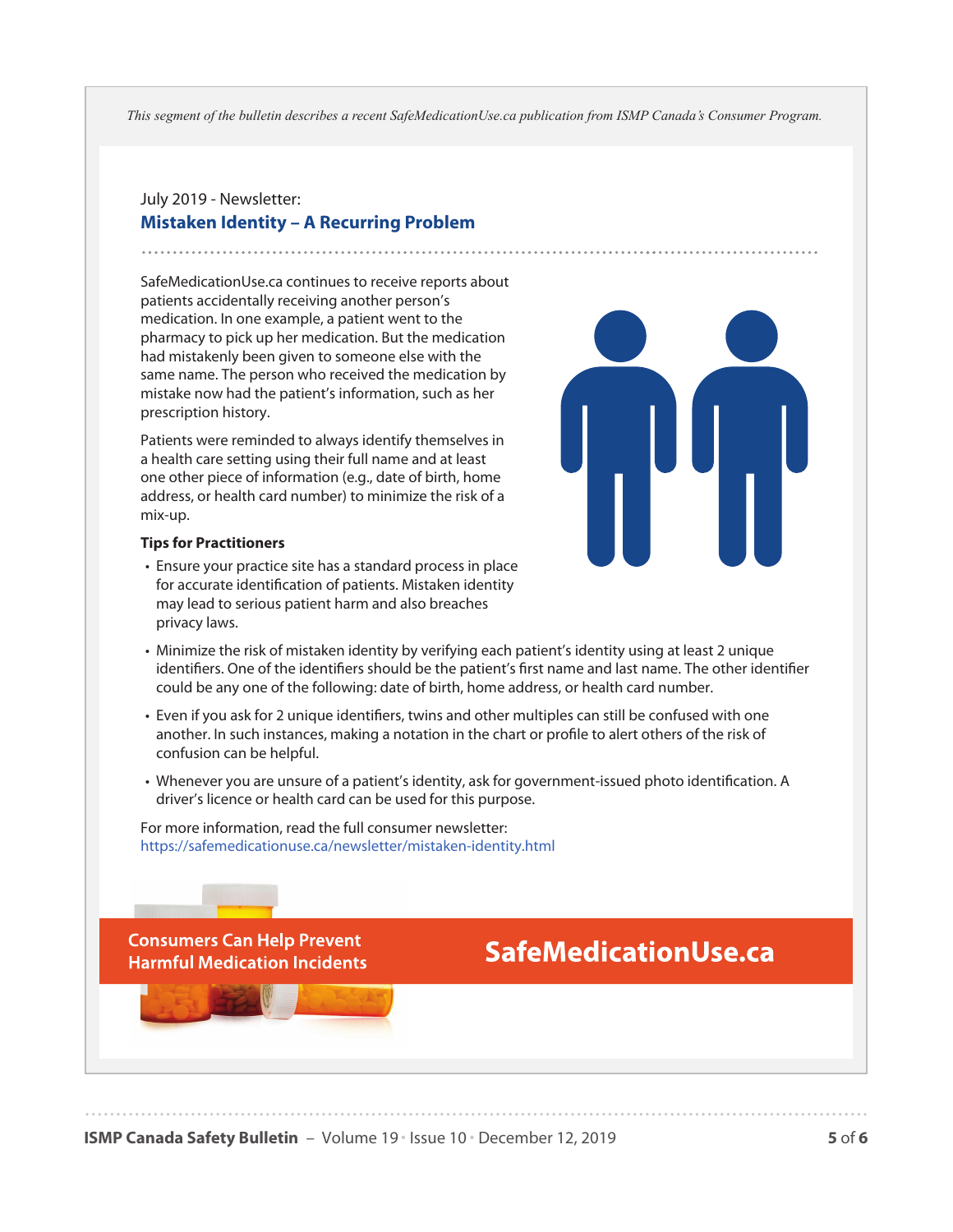*This segment of the bulletin describes a recent SafeMedicationUse.ca publication from ISMP Canada's Consumer Program.*

July 2019 - Newsletter:

## Mistaken Identity – A Recurring Problem

SafeMedicationUse.ca continues to receive reports about patients accidentally receiving another person's medication. In one example, a patient went to the pharmacy to pick up her medication. But the medication had mistakenly been given to someone else with the same name. The person who received the medication by mistake now had the patient's information, such as her prescription history.

Patients were reminded to always identify themselves in a health care setting using their full name and at least one other piece of information (e.g., date of birth, home address, or health card number) to minimize the risk of a mix-up.

**Tips for Practitioners**

- Ensure your practice site has a standard process in place for accurate identification of patients. Mistaken identity may lead to serious patient harm and also breaches privacy laws.
- Minimize the risk of mistaken identity by verifying each patient's identity using at least 2 unique identifiers. One of the identifiers should be the patient's first name and last name. The other identifier could be any one of the following: date of birth, home address, or health card number.
- Even if you ask for 2 unique identifiers, twins and other multiples can still be confused with one another. In such instances, making a notation in the chart or profile to alert others of the risk of confusion can be helpful.
- Whenever you are unsure of a patient's identity, ask for government-issued photo identification. A driver's licence or health card can be used for this purpose.

For more information, read the full consumer newsletter:
https://safemedicationuse.ca/newsletter/mistaken-identity.html

**Consumers Can Help Prevent Harmful Medication Incidents**

**SafeMedicationUse.ca**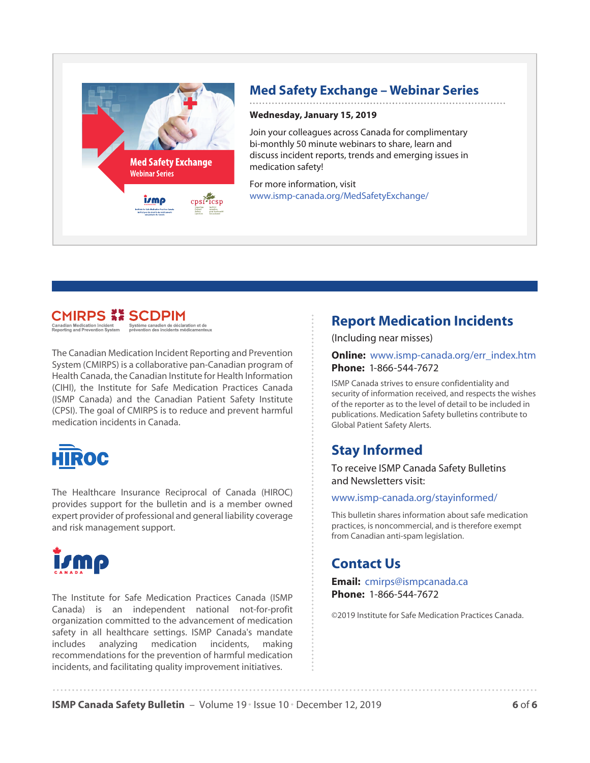## Med Safety Exchange – Webinar Series

**Wednesday, January 15, 2019**

Join your colleagues across Canada for complimentary bi-monthly 50 minute webinars to share, learn and discuss incident reports, trends and emerging issues in medication safety!

For more information, visit
www.ismp-canada.org/MedSafetyExchange/

CMIRPS SCDPIM
Canadian Medication Incident Reporting and Prevention System
Système canadien de déclaration et de prévention des incidents médicamenteux

The Canadian Medication Incident Reporting and Prevention System (CMIRPS) is a collaborative pan-Canadian program of Health Canada, the Canadian Institute for Health Information (CIHI), the Institute for Safe Medication Practices Canada (ISMP Canada) and the Canadian Patient Safety Institute (CPSI). The goal of CMIRPS is to reduce and prevent harmful medication incidents in Canada.

HIROC

The Healthcare Insurance Reciprocal of Canada (HIROC) provides support for the bulletin and is a member owned expert provider of professional and general liability coverage and risk management support.

ISMP CANADA

The Institute for Safe Medication Practices Canada (ISMP Canada) is an independent national not-for-profit organization committed to the advancement of medication safety in all healthcare settings. ISMP Canada's mandate includes analyzing medication incidents, making recommendations for the prevention of harmful medication incidents, and facilitating quality improvement initiatives.

## Report Medication Incidents

(Including near misses)

**Online:** www.ismp-canada.org/err_index.htm
**Phone:** 1-866-544-7672

ISMP Canada strives to ensure confidentiality and security of information received, and respects the wishes of the reporter as to the level of detail to be included in publications. Medication Safety bulletins contribute to Global Patient Safety Alerts.

## Stay Informed

To receive ISMP Canada Safety Bulletins and Newsletters visit:

www.ismp-canada.org/stayinformed/

This bulletin shares information about safe medication practices, is noncommercial, and is therefore exempt from Canadian anti-spam legislation.

## Contact Us

**Email:** cmirps@ismpcanada.ca
**Phone:** 1-866-544-7672

©2019 Institute for Safe Medication Practices Canada.